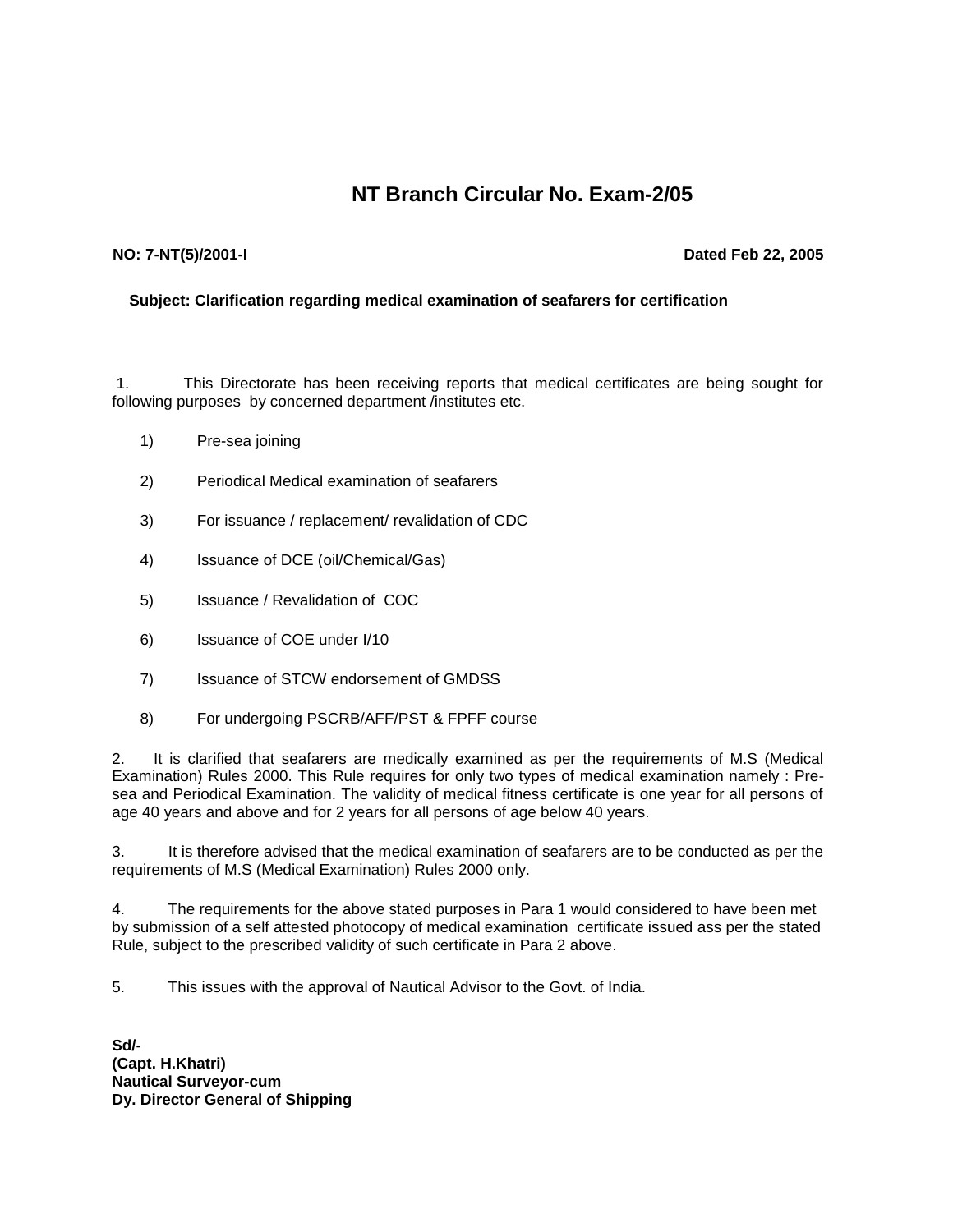# NT Branch Circular No. Exam-2/05

**NO: 7-NT(5)/2001-I** **Dated Feb 22, 2005**

**Subject: Clarification regarding medical examination of seafarers for certification**

1. This Directorate has been receiving reports that medical certificates are being sought for following purposes by concerned department /institutes etc.

   1) Pre-sea joining
   2) Periodical Medical examination of seafarers
   3) For issuance / replacement/ revalidation of CDC
   4) Issuance of DCE (oil/Chemical/Gas)
   5) Issuance / Revalidation of COC
   6) Issuance of COE under I/10
   7) Issuance of STCW endorsement of GMDSS
   8) For undergoing PSCRB/AFF/PST & FPFF course

2. It is clarified that seafarers are medically examined as per the requirements of M.S (Medical Examination) Rules 2000. This Rule requires for only two types of medical examination namely : Pre-sea and Periodical Examination. The validity of medical fitness certificate is one year for all persons of age 40 years and above and for 2 years for all persons of age below 40 years.

3. It is therefore advised that the medical examination of seafarers are to be conducted as per the requirements of M.S (Medical Examination) Rules 2000 only.

4. The requirements for the above stated purposes in Para 1 would considered to have been met by submission of a self attested photocopy of medical examination certificate issued ass per the stated Rule, subject to the prescribed validity of such certificate in Para 2 above.

5. This issues with the approval of Nautical Advisor to the Govt. of India.

**Sd/-**
**(Capt. H.Khatri)**
**Nautical Surveyor-cum**
**Dy. Director General of Shipping**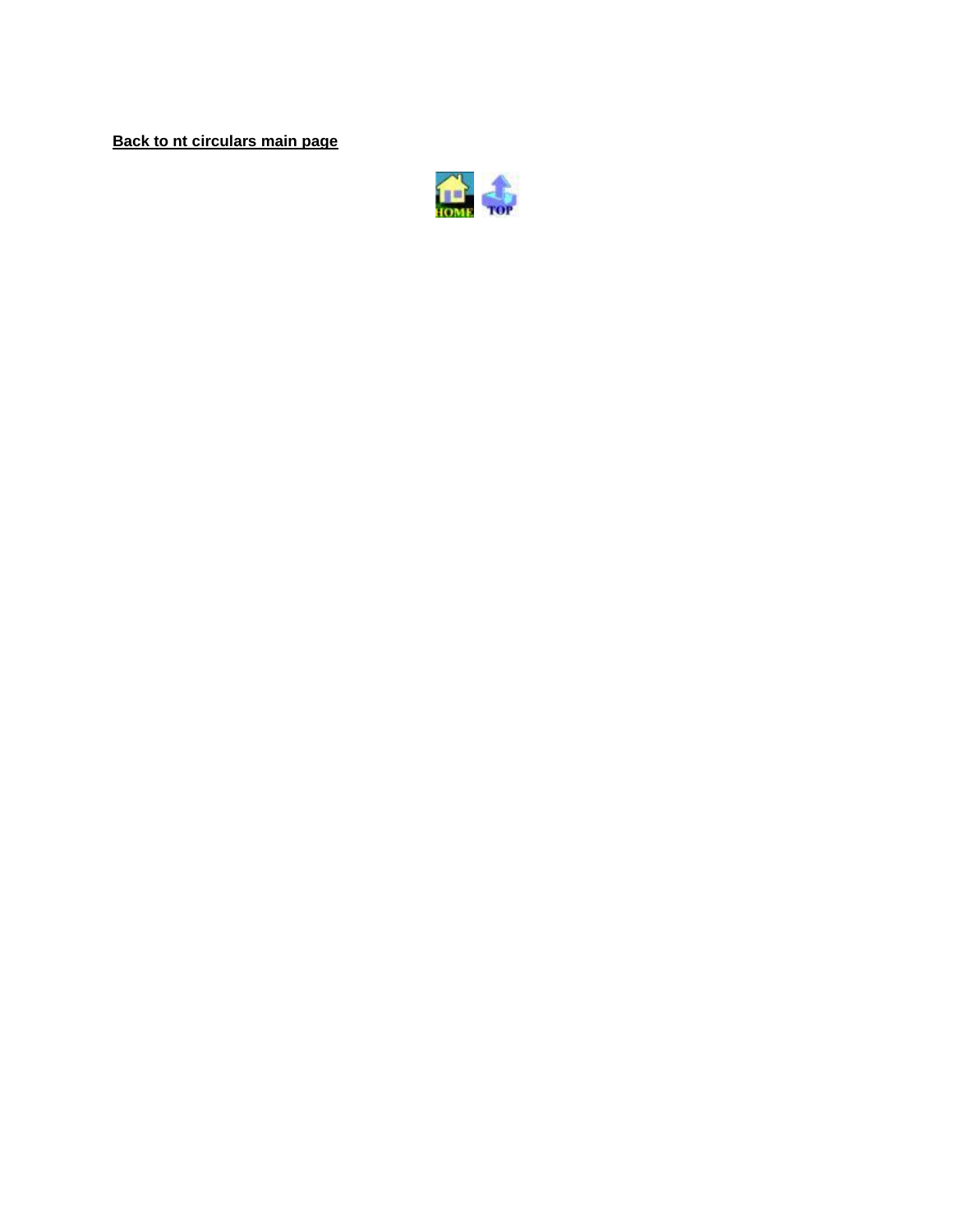**Back to nt circulars main page**